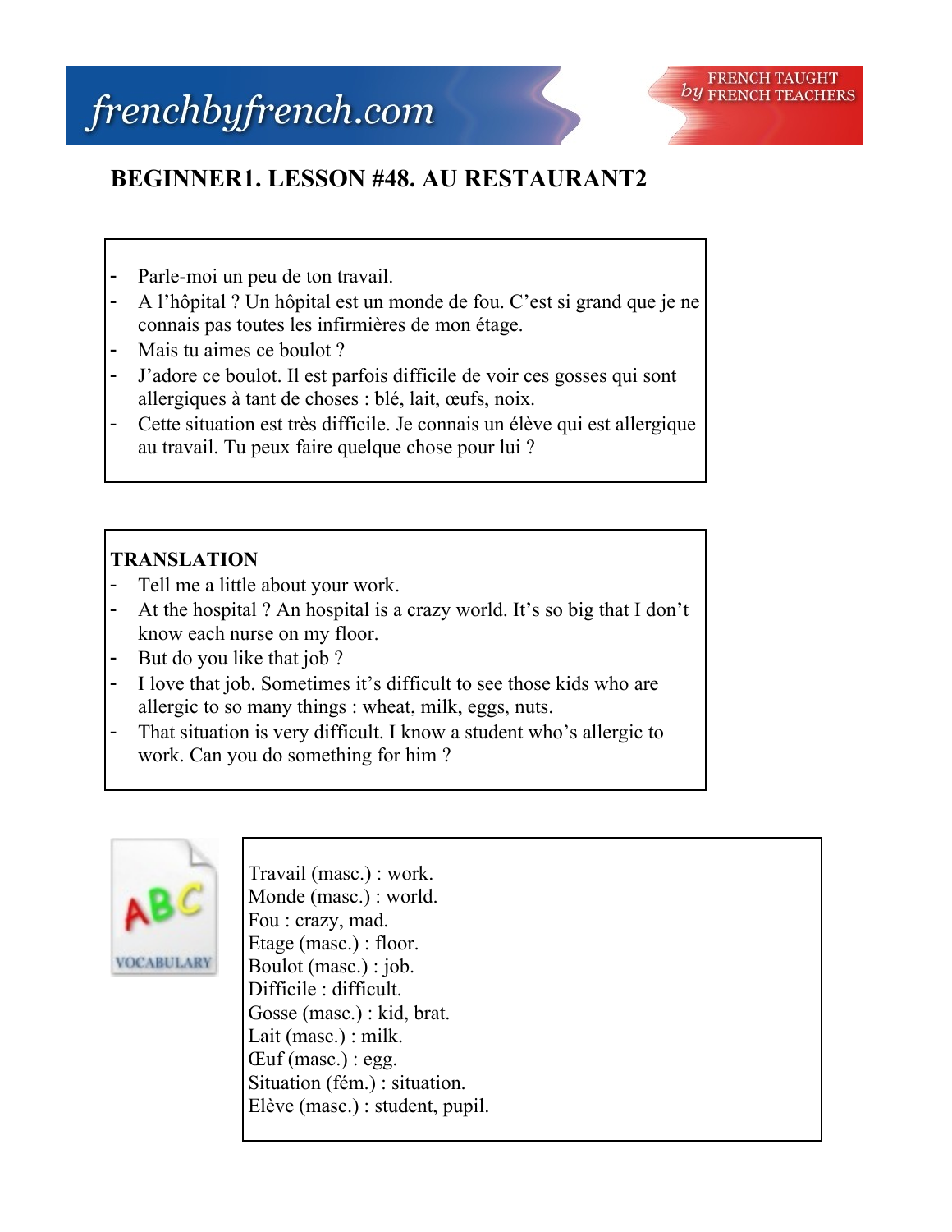# BEGINNER1. LESSON #48. AU RESTAURANT2

- Parle-moi un peu de ton travail.
- A l'hôpital ? Un hôpital est un monde de fou. C'est si grand que je ne connais pas toutes les infirmières de mon étage.
- Mais tu aimes ce boulot ?
- J'adore ce boulot. Il est parfois difficile de voir ces gosses qui sont allergiques à tant de choses : blé, lait, œufs, noix.
- Cette situation est très difficile. Je connais un élève qui est allergique au travail. Tu peux faire quelque chose pour lui ?

**TRANSLATION**

- Tell me a little about your work.
- At the hospital ? An hospital is a crazy world. It's so big that I don't know each nurse on my floor.
- But do you like that job ?
- I love that job. Sometimes it's difficult to see those kids who are allergic to so many things : wheat, milk, eggs, nuts.
- That situation is very difficult. I know a student who's allergic to work. Can you do something for him ?

VOCABULARY

Travail (masc.) : work.
Monde (masc.) : world.
Fou : crazy, mad.
Etage (masc.) : floor.
Boulot (masc.) : job.
Difficile : difficult.
Gosse (masc.) : kid, brat.
Lait (masc.) : milk.
Œuf (masc.) : egg.
Situation (fém.) : situation.
Elève (masc.) : student, pupil.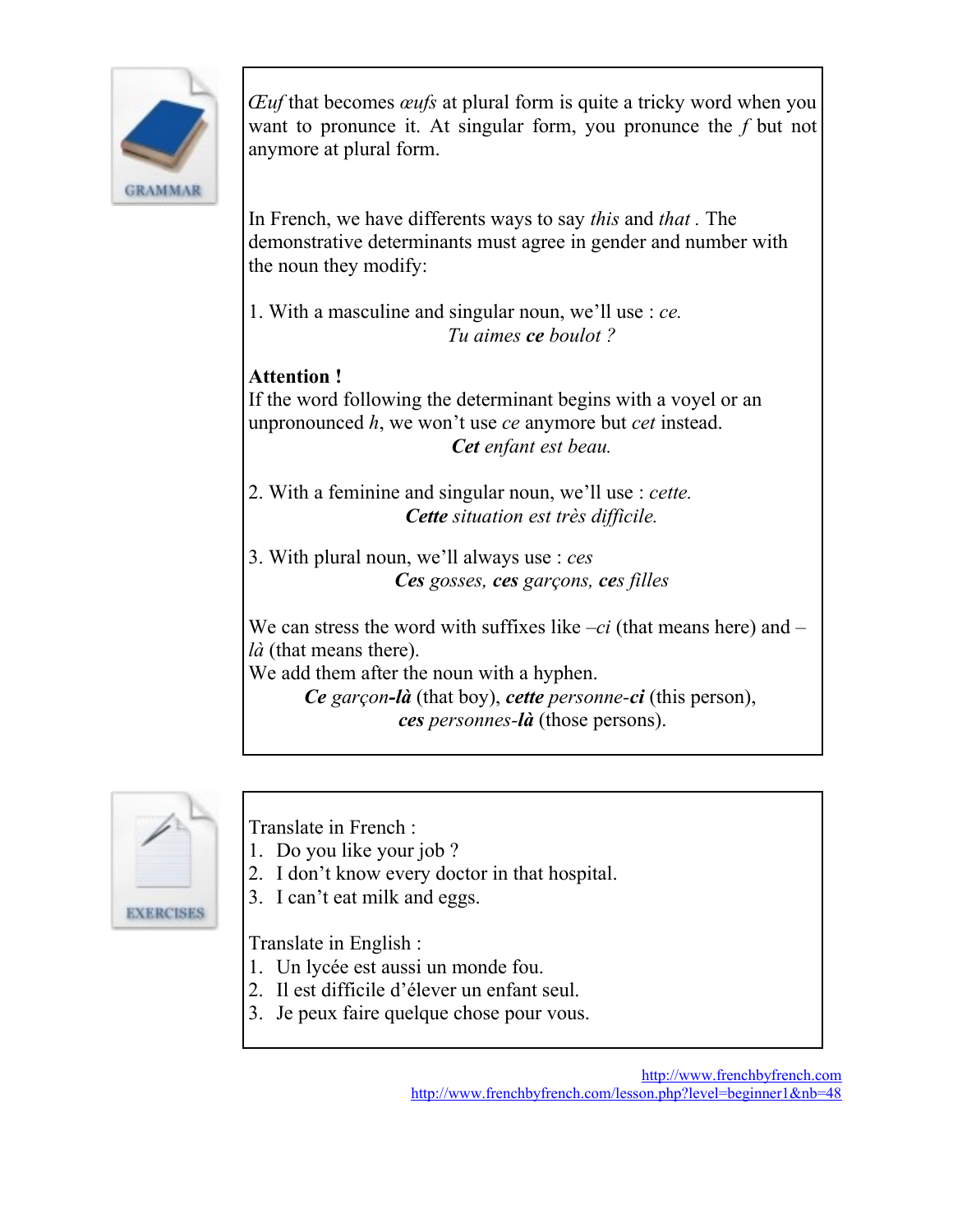GRAMMAR

*Œuf* that becomes *œufs* at plural form is quite a tricky word when you want to pronunce it. At singular form, you pronunce the *f* but not anymore at plural form.

In French, we have differents ways to say *this* and *that* . The demonstrative determinants must agree in gender and number with the noun they modify:

1. With a masculine and singular noun, we'll use : *ce.*

   *Tu aimes **ce** boulot ?*

**Attention !**
If the word following the determinant begins with a voyel or an unpronounced *h*, we won't use *ce* anymore but *cet* instead.

*__Cet__ enfant est beau.*

2. With a feminine and singular noun, we'll use : *cette.*

   *__Cette__ situation est très difficile.*

3. With plural noun, we'll always use : *ces*

   ***Ces** gosses, **ces** garçons, **ces** filles*

We can stress the word with suffixes like *–ci* (that means here) and *–là* (that means there).
We add them after the noun with a hyphen.

***Ce** garçon-**là*** (that boy), ***cette** personne-**ci*** (this person), ***ces** personnes-**là*** (those persons).

EXERCISES

Translate in French :
1. Do you like your job ?
2. I don't know every doctor in that hospital.
3. I can't eat milk and eggs.

Translate in English :
1. Un lycée est aussi un monde fou.
2. Il est difficile d'élever un enfant seul.
3. Je peux faire quelque chose pour vous.

http://www.frenchbyfrench.com
http://www.frenchbyfrench.com/lesson.php?level=beginner1&nb=48